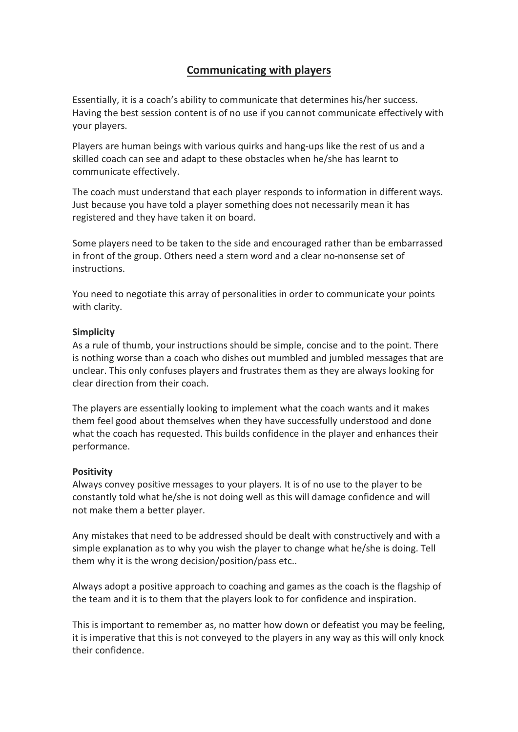# Communicating with players

Essentially, it is a coach's ability to communicate that determines his/her success. Having the best session content is of no use if you cannot communicate effectively with your players.

Players are human beings with various quirks and hang-ups like the rest of us and a skilled coach can see and adapt to these obstacles when he/she has learnt to communicate effectively.

The coach must understand that each player responds to information in different ways. Just because you have told a player something does not necessarily mean it has registered and they have taken it on board.

Some players need to be taken to the side and encouraged rather than be embarrassed in front of the group. Others need a stern word and a clear no-nonsense set of instructions.

You need to negotiate this array of personalities in order to communicate your points with clarity.

**Simplicity**

As a rule of thumb, your instructions should be simple, concise and to the point. There is nothing worse than a coach who dishes out mumbled and jumbled messages that are unclear. This only confuses players and frustrates them as they are always looking for clear direction from their coach.

The players are essentially looking to implement what the coach wants and it makes them feel good about themselves when they have successfully understood and done what the coach has requested. This builds confidence in the player and enhances their performance.

**Positivity**

Always convey positive messages to your players. It is of no use to the player to be constantly told what he/she is not doing well as this will damage confidence and will not make them a better player.

Any mistakes that need to be addressed should be dealt with constructively and with a simple explanation as to why you wish the player to change what he/she is doing. Tell them why it is the wrong decision/position/pass etc..

Always adopt a positive approach to coaching and games as the coach is the flagship of the team and it is to them that the players look to for confidence and inspiration.

This is important to remember as, no matter how down or defeatist you may be feeling, it is imperative that this is not conveyed to the players in any way as this will only knock their confidence.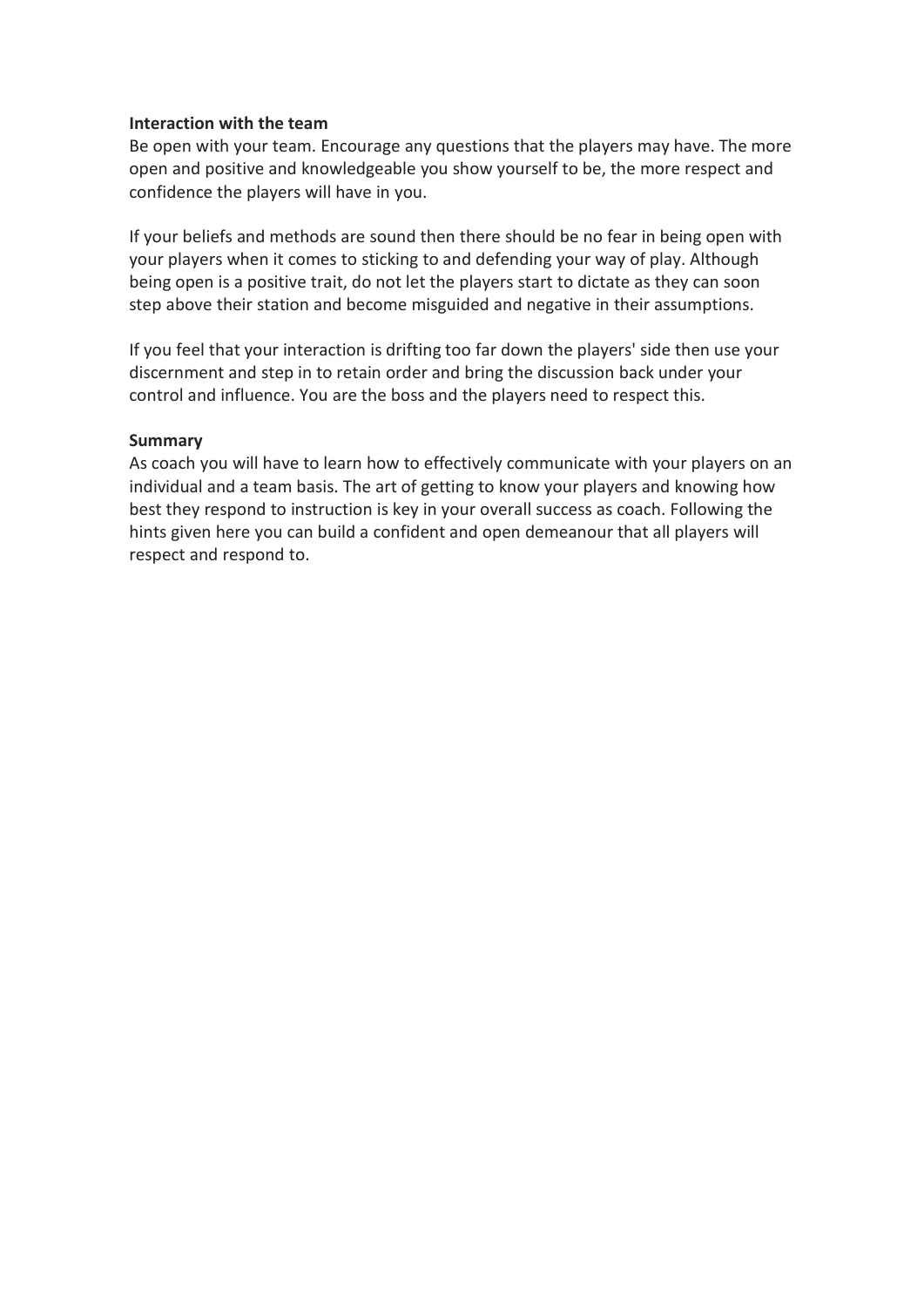**Interaction with the team**

Be open with your team. Encourage any questions that the players may have. The more open and positive and knowledgeable you show yourself to be, the more respect and confidence the players will have in you.

If your beliefs and methods are sound then there should be no fear in being open with your players when it comes to sticking to and defending your way of play. Although being open is a positive trait, do not let the players start to dictate as they can soon step above their station and become misguided and negative in their assumptions.

If you feel that your interaction is drifting too far down the players' side then use your discernment and step in to retain order and bring the discussion back under your control and influence. You are the boss and the players need to respect this.

**Summary**

As coach you will have to learn how to effectively communicate with your players on an individual and a team basis. The art of getting to know your players and knowing how best they respond to instruction is key in your overall success as coach. Following the hints given here you can build a confident and open demeanour that all players will respect and respond to.